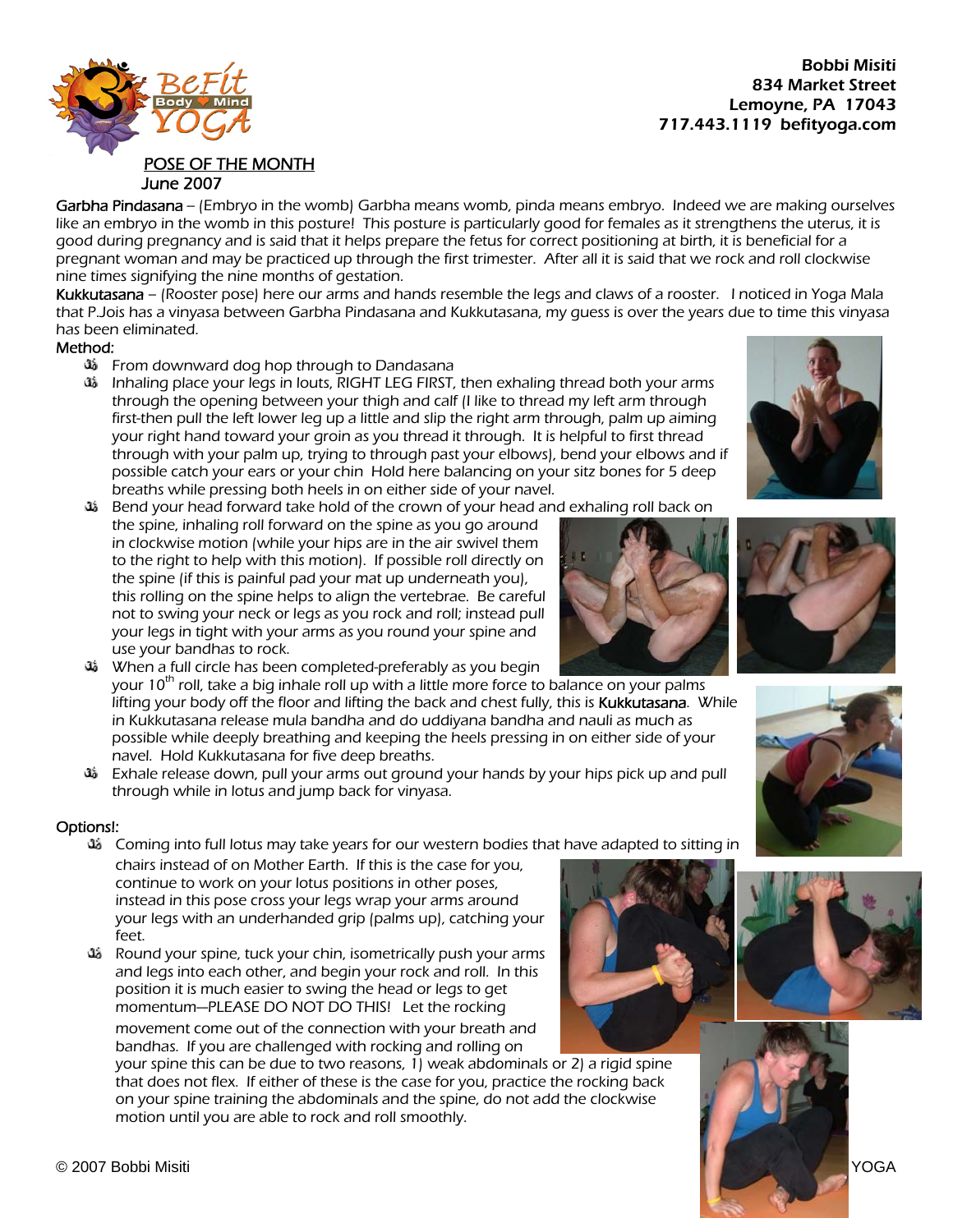Bobbi Misiti
834 Market Street
Lemoyne, PA 17043
717.443.1119 befityoga.com

## POSE OF THE MONTH
June 2007

**Garbha Pindasana** – (Embryo in the womb) Garbha means womb, pinda means embryo. Indeed we are making ourselves like an embryo in the womb in this posture! This posture is particularly good for females as it strengthens the uterus, it is good during pregnancy and is said that it helps prepare the fetus for correct positioning at birth, it is beneficial for a pregnant woman and may be practiced up through the first trimester. After all it is said that we rock and roll clockwise nine times signifying the nine months of gestation.

**Kukkutasana** – (Rooster pose) here our arms and hands resemble the legs and claws of a rooster. I noticed in Yoga Mala that P.Jois has a vinyasa between Garbha Pindasana and Kukkutasana, my guess is over the years due to time this vinyasa has been eliminated.

### Method:

- From downward dog hop through to Dandasana
- Inhaling place your legs in louts, RIGHT LEG FIRST, then exhaling thread both your arms through the opening between your thigh and calf (I like to thread my left arm through first-then pull the left lower leg up a little and slip the right arm through, palm up aiming your right hand toward your groin as you thread it through. It is helpful to first thread through with your palm up, trying to through past your elbows), bend your elbows and if possible catch your ears or your chin Hold here balancing on your sitz bones for 5 deep breaths while pressing both heels in on either side of your navel.
- Bend your head forward take hold of the crown of your head and exhaling roll back on the spine, inhaling roll forward on the spine as you go around in clockwise motion (while your hips are in the air swivel them to the right to help with this motion). If possible roll directly on the spine (if this is painful pad your mat up underneath you), this rolling on the spine helps to align the vertebrae. Be careful not to swing your neck or legs as you rock and roll; instead pull your legs in tight with your arms as you round your spine and use your bandhas to rock.
- When a full circle has been completed-preferably as you begin your 10th roll, take a big inhale roll up with a little more force to balance on your palms lifting your body off the floor and lifting the back and chest fully, this is **Kukkutasana**. While in Kukkutasana release mula bandha and do uddiyana bandha and nauli as much as possible while deeply breathing and keeping the heels pressing in on either side of your navel. Hold Kukkutasana for five deep breaths.
- Exhale release down, pull your arms out ground your hands by your hips pick up and pull through while in lotus and jump back for vinyasa.

### Options!:

- Coming into full lotus may take years for our western bodies that have adapted to sitting in chairs instead of on Mother Earth. If this is the case for you, continue to work on your lotus positions in other poses, instead in this pose cross your legs wrap your arms around your legs with an underhanded grip (palms up), catching your feet.
- Round your spine, tuck your chin, isometrically push your arms and legs into each other, and begin your rock and roll. In this position it is much easier to swing the head or legs to get momentum—PLEASE DO NOT DO THIS! Let the rocking movement come out of the connection with your breath and bandhas. If you are challenged with rocking and rolling on your spine this can be due to two reasons, 1) weak abdominals or 2) a rigid spine that does not flex. If either of these is the case for you, practice the rocking back on your spine training the abdominals and the spine, do not add the clockwise motion until you are able to rock and roll smoothly.

© 2007 Bobbi Misiti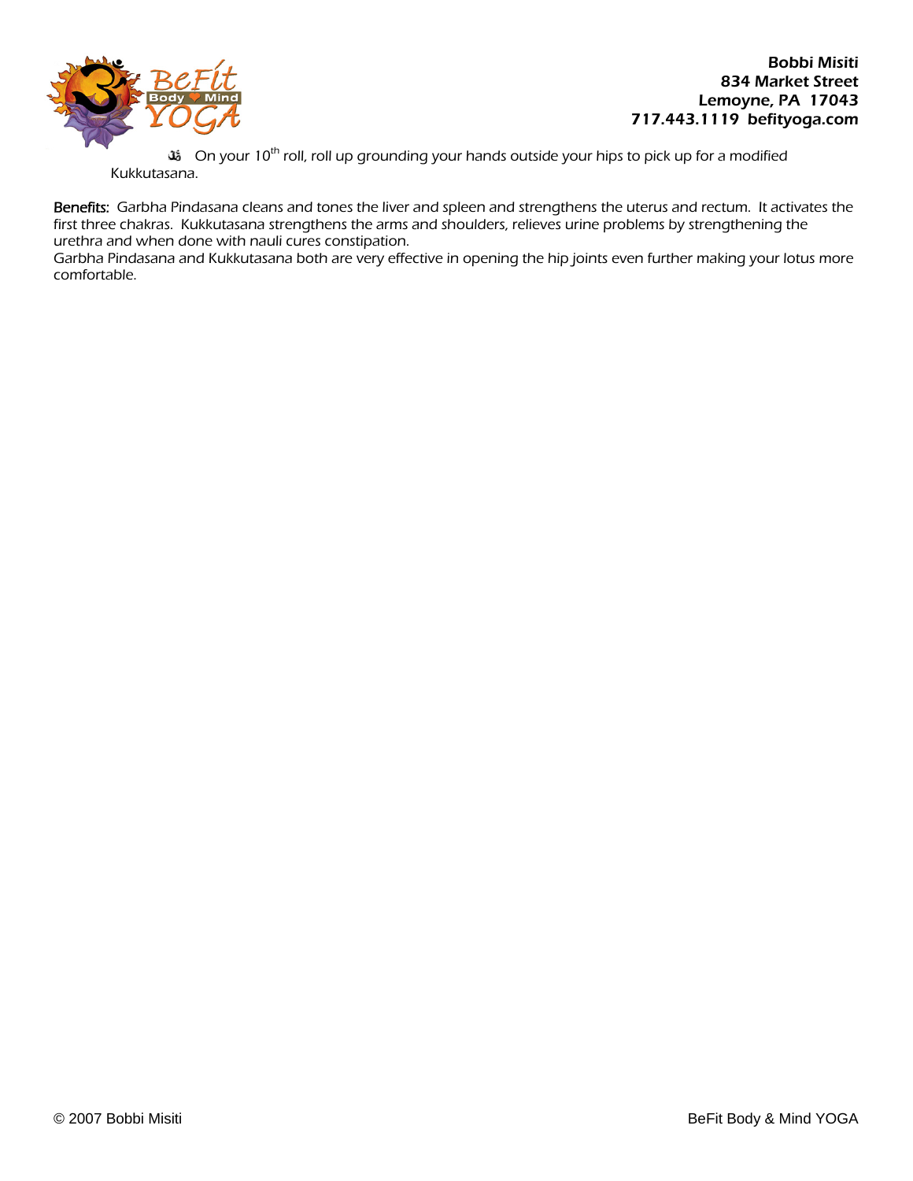- On your 10th roll, roll up grounding your hands outside your hips to pick up for a modified Kukkutasana.

**Benefits:** Garbha Pindasana cleans and tones the liver and spleen and strengthens the uterus and rectum. It activates the first three chakras. Kukkutasana strengthens the arms and shoulders, relieves urine problems by strengthening the urethra and when done with nauli cures constipation.

Garbha Pindasana and Kukkutasana both are very effective in opening the hip joints even further making your lotus more comfortable.